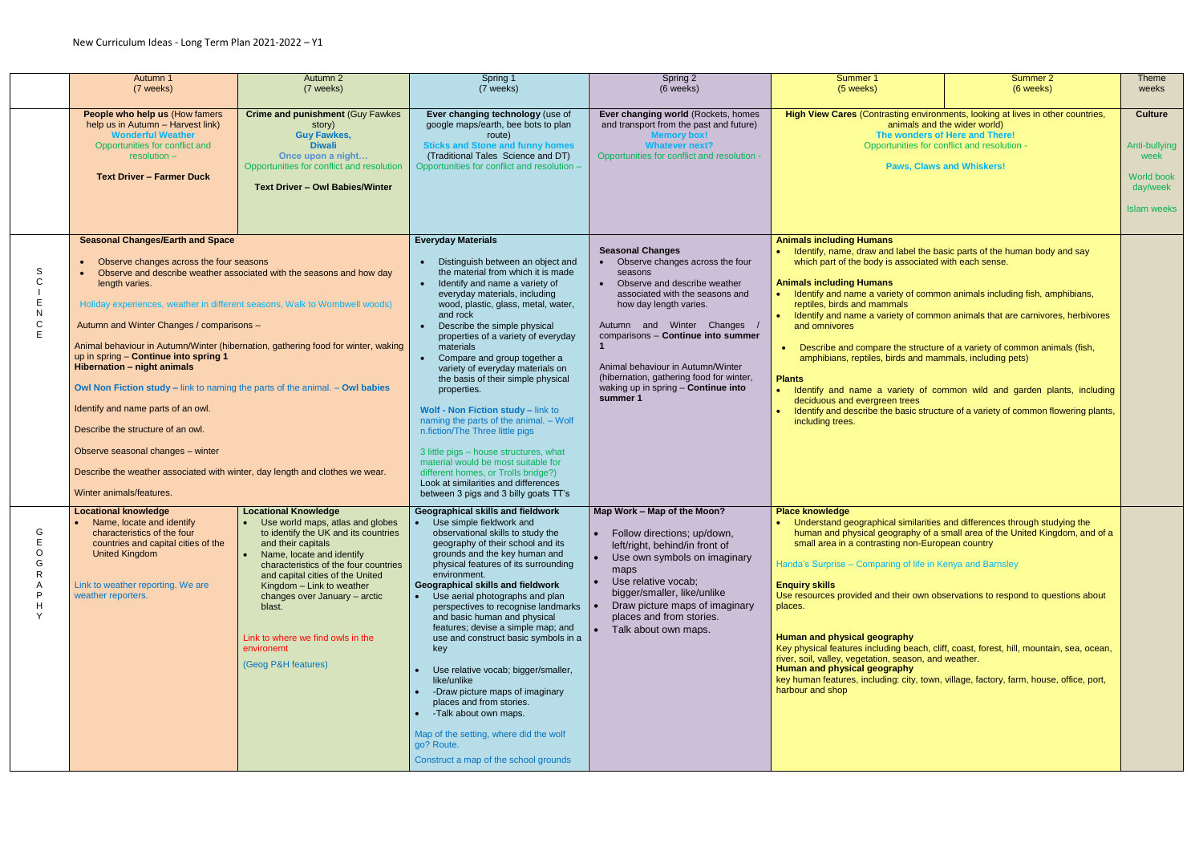New Curriculum Ideas - Long Term Plan 2021-2022 – Y1

| | Autumn 1 (7 weeks) | Autumn 2 (7 weeks) | Spring 1 (7 weeks) | Spring 2 (6 weeks) | Summer 1 (5 weeks) | Summer 2 (6 weeks) | Theme weeks |
|---|---|---|---|---|---|---|---|
| | **People who help us** (How famers help us in Autumn – Harvest link)<br>**Wonderful Weather**<br>Opportunities for conflict and resolution –<br><br>**Text Driver – Farmer Duck** | **Crime and punishment** (Guy Fawkes story)<br>**Guy Fawkes,**<br>**Diwali**<br>**Once upon a night…**<br>Opportunities for conflict and resolution<br><br>**Text Driver – Owl Babies/Winter** | **Ever changing technology** (use of google maps/earth, bee bots to plan route)<br>**Sticks and Stone and funny homes**<br>(Traditional Tales Science and DT)<br>Opportunities for conflict and resolution – | **Ever changing world** (Rockets, homes and transport from the past and future)<br>**Memory box!**<br>**Whatever next?**<br>Opportunities for conflict and resolution - | **High View Cares** (Contrasting environments, looking at lives in other countries, animals and the wider world)<br>**The wonders of Here and There!**<br>Opportunities for conflict and resolution -<br><br>**Paws, Claws and Whiskers!** | | **Culture**<br><br>Anti-bullying week<br><br>World book day/week<br><br>Islam weeks |
| SCIENCE | **Seasonal Changes/Earth and Space**<br><br>• Observe changes across the four seasons<br>• Observe and describe weather associated with the seasons and how day length varies.<br><br>Holiday experiences, weather in different seasons, Walk to Wombwell woods)<br><br>Autumn and Winter Changes / comparisons –<br><br>Animal behaviour in Autumn/Winter (hibernation, gathering food for winter, waking up in spring – **Continue into spring 1**<br>**Hibernation – night animals**<br><br>**Owl Non Fiction study –** link to naming the parts of the animal. – **Owl babies**<br><br>Identify and name parts of an owl.<br><br>Describe the structure of an owl.<br><br>Observe seasonal changes – winter<br><br>Describe the weather associated with winter, day length and clothes we wear.<br><br>Winter animals/features. | | **Everyday Materials**<br><br>• Distinguish between an object and the material from which it is made<br>• Identify and name a variety of everyday materials, including wood, plastic, glass, metal, water, and rock<br>• Describe the simple physical properties of a variety of everyday materials<br>• Compare and group together a variety of everyday materials on the basis of their simple physical properties.<br><br>**Wolf - Non Fiction study –** link to naming the parts of the animal. – Wolf n.fiction/The Three little pigs<br><br>3 little pigs – house structures, what material would be most suitable for different homes, or Trolls bridge?)<br>Look at similarities and differences between 3 pigs and 3 billy goats TT's | **Seasonal Changes**<br>• Observe changes across the four seasons<br>• Observe and describe weather associated with the seasons and how day length varies.<br><br>Autumn and Winter Changes / comparisons – **Continue into summer 1**<br><br>Animal behaviour in Autumn/Winter (hibernation, gathering food for winter, waking up in spring – **Continue into summer 1** | **Animals including Humans**<br>• Identify, name, draw and label the basic parts of the human body and say which part of the body is associated with each sense.<br><br>**Animals including Humans**<br>• Identify and name a variety of common animals including fish, amphibians, reptiles, birds and mammals<br>• Identify and name a variety of common animals that are carnivores, herbivores and omnivores<br><br>• Describe and compare the structure of a variety of common animals (fish, amphibians, reptiles, birds and mammals, including pets)<br><br>**Plants**<br>• Identify and name a variety of common wild and garden plants, including deciduous and evergreen trees<br>• Identify and describe the basic structure of a variety of common flowering plants, including trees. | | |
| GEOGRAPHY | **Locational knowledge**<br>• Name, locate and identify characteristics of the four countries and capital cities of the United Kingdom<br><br>Link to weather reporting. We are weather reporters. | **Locational Knowledge**<br>• Use world maps, atlas and globes to identify the UK and its countries and their capitals<br>• Name, locate and identify characteristics of the four countries and capital cities of the United Kingdom – Link to weather changes over January – arctic blast.<br><br>Link to where we find owls in the environemt<br><br>(Geog P&H features) | **Geographical skills and fieldwork**<br>• Use simple fieldwork and observational skills to study the geography of their school and its grounds and the key human and physical features of its surrounding environment.<br>**Geographical skills and fieldwork**<br>• Use aerial photographs and plan perspectives to recognise landmarks and basic human and physical features; devise a simple map; and use and construct basic symbols in a key<br><br>• Use relative vocab; bigger/smaller, like/unlike<br>• -Draw picture maps of imaginary places and from stories.<br>• -Talk about own maps.<br><br>Map of the setting, where did the wolf go? Route.<br><br>Construct a map of the school grounds | **Map Work – Map of the Moon?**<br><br>• Follow directions; up/down, left/right, behind/in front of<br>• Use own symbols on imaginary maps<br>• Use relative vocab; bigger/smaller, like/unlike<br>• Draw picture maps of imaginary places and from stories.<br>• Talk about own maps. | **Place knowledge**<br>• Understand geographical similarities and differences through studying the human and physical geography of a small area of the United Kingdom, and of a small area in a contrasting non-European country<br><br>Handa's Surprise – Comparing of life in Kenya and Barnsley<br><br>**Enquiry skills**<br>Use resources provided and their own observations to respond to questions about places.<br><br>**Human and physical geography**<br>Key physical features including beach, cliff, coast, forest, hill, mountain, sea, ocean, river, soil, valley, vegetation, season, and weather.<br>**Human and physical geography**<br>key human features, including: city, town, village, factory, farm, house, office, port, harbour and shop | | |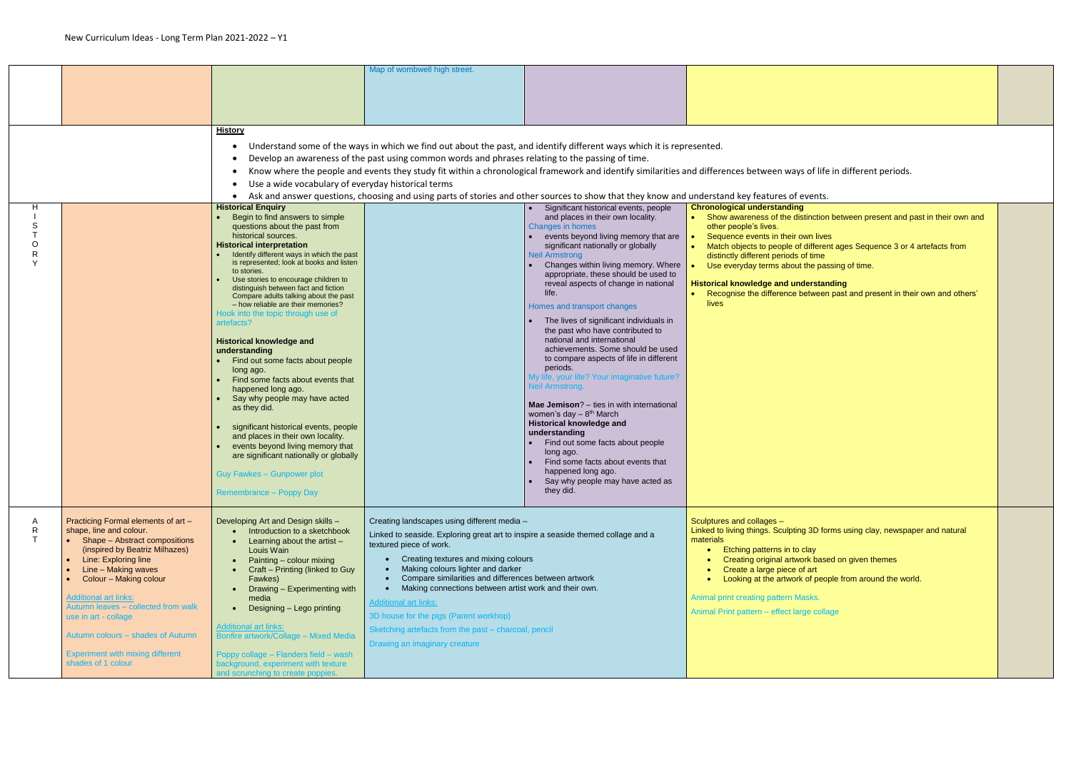New Curriculum Ideas - Long Term Plan 2021-2022 – Y1

| | | | | | | |
|---|---|---|---|---|---|---|
| | | | Map of wombwell high street. | | | |

**History**

- Understand some of the ways in which we find out about the past, and identify different ways which it is represented.
- Develop an awareness of the past using common words and phrases relating to the passing of time.
- Know where the people and events they study fit within a chronological framework and identify similarities and differences between ways of life in different periods.
- Use a wide vocabulary of everyday historical terms
- Ask and answer questions, choosing and using parts of stories and other sources to show that they know and understand key features of events.

| | | | | | | |
|---|---|---|---|---|---|---|
| HISTORY | | **Historical Enquiry**<br>• Begin to find answers to simple questions about the past from historical sources.<br>**Historical interpretation**<br>• Identify different ways in which the past is represented; look at books and listen to stories.<br>• Use stories to encourage children to distinguish between fact and fiction Compare adults talking about the past – how reliable are their memories?<br>Hook into the topic through use of artefacts?<br><br>**Historical knowledge and understanding**<br>• Find out some facts about people long ago.<br>• Find some facts about events that happened long ago.<br>• Say why people may have acted as they did.<br><br>• significant historical events, people and places in their own locality.<br>• events beyond living memory that are significant nationally or globally<br><br>Guy Fawkes – Gunpowder plot<br><br>Remembrance – Poppy Day | | • Significant historical events, people and places in their own locality.<br>Changes in homes<br>• events beyond living memory that are significant nationally or globally<br>Neil Armstrong<br>• Changes within living memory. Where appropriate, these should be used to reveal aspects of change in national life.<br>Homes and transport changes<br><br>• The lives of significant individuals in the past who have contributed to national and international achievements. Some should be used to compare aspects of life in different periods.<br>My life, your life? Your imaginative future? Neil Armstrong.<br><br>**Mae Jemison**? – ties in with international women's day – 8th March<br>**Historical knowledge and understanding**<br>• Find out some facts about people long ago.<br>• Find some facts about events that happened long ago.<br>• Say why people may have acted as they did. | **Chronological understanding**<br>• Show awareness of the distinction between present and past in their own and other people's lives.<br>• Sequence events in their own lives<br>• Match objects to people of different ages Sequence 3 or 4 artefacts from distinctly different periods of time<br>• Use everyday terms about the passing of time.<br><br>**Historical knowledge and understanding**<br>• Recognise the difference between past and present in their own and others' lives | |
| ART | Practicing Formal elements of art – shape, line and colour.<br>• Shape – Abstract compositions (inspired by Beatriz Milhazes)<br>• Line: Exploring line<br>• Line – Making waves<br>• Colour – Making colour<br><br>Additional art links:<br>Autumn leaves – collected from walk use in art - collage<br><br>Autumn colours – shades of Autumn<br><br>Experiment with mixing different shades of 1 colour | Developing Art and Design skills –<br>• Introduction to a sketchbook<br>• Learning about the artist – Louis Wain<br>• Painting – colour mixing<br>• Craft – Printing (linked to Guy Fawkes)<br>• Drawing – Experimenting with media<br>• Designing – Lego printing<br><br>Additional art links:<br>Bonfire artwork/Collage – Mixed Media<br><br>Poppy collage – Flanders field – wash background, experiment with texture and scrunching to create poppies. | Creating landscapes using different media –<br>Linked to seaside. Exploring great art to inspire a seaside themed collage and a textured piece of work.<br>• Creating textures and mixing colours<br>• Making colours lighter and darker<br>• Compare similarities and differences between artwork<br>• Making connections between artist work and their own.<br>Additional art links:<br>3D house for the pigs (Parent workhop)<br>Sketching artefacts from the past – charcoal, pencil<br>Drawing an imaginary creature | | Sculptures and collages –<br>Linked to living things. Sculpting 3D forms using clay, newspaper and natural materials<br>• Etching patterns in to clay<br>• Creating original artwork based on given themes<br>• Create a large piece of art<br>• Looking at the artwork of people from around the world.<br><br>Animal print creating pattern Masks.<br><br>Animal Print pattern – effect large collage | |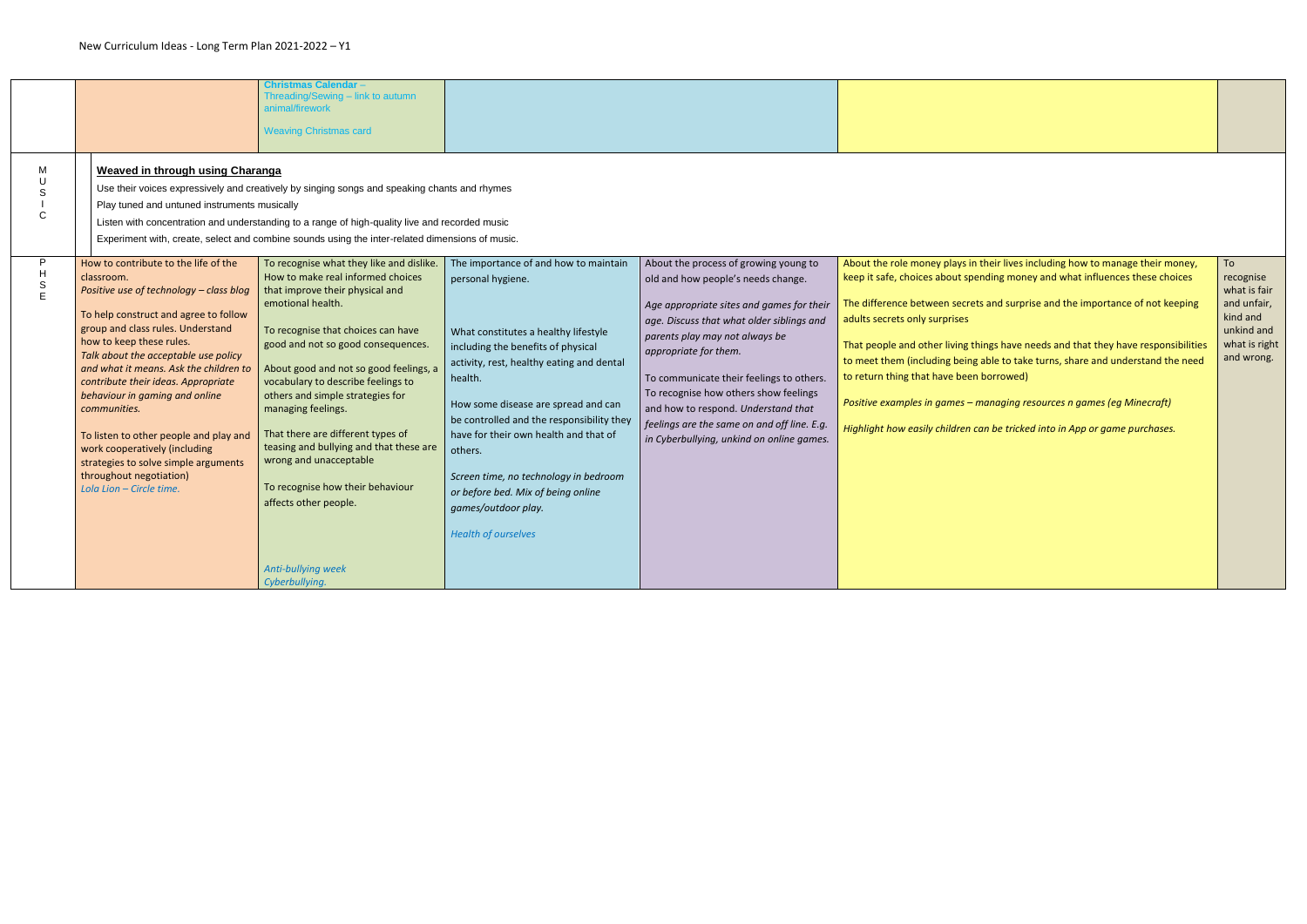New Curriculum Ideas - Long Term Plan 2021-2022 – Y1

| | | | | | | |
|---|---|---|---|---|---|---|
| | | **Christmas Calendar** – Threading/Sewing – link to autumn animal/firework<br><br>Weaving Christmas card | | | | |
| MUSIC | **Weaved in through using Charanga**<br><br>Use their voices expressively and creatively by singing songs and speaking chants and rhymes<br><br>Play tuned and untuned instruments musically<br><br>Listen with concentration and understanding to a range of high-quality live and recorded music<br><br>Experiment with, create, select and combine sounds using the inter-related dimensions of music. | | | | | |
| PHSE | How to contribute to the life of the classroom.<br>*Positive use of technology – class blog*<br><br>To help construct and agree to follow group and class rules. Understand how to keep these rules.<br>*Talk about the acceptable use policy and what it means. Ask the children to contribute their ideas. Appropriate behaviour in gaming and online communities.*<br><br>To listen to other people and play and work cooperatively (including strategies to solve simple arguments throughout negotiation)<br>*Lola Lion – Circle time.* | To recognise what they like and dislike. How to make real informed choices that improve their physical and emotional health.<br><br>To recognise that choices can have good and not so good consequences.<br><br>About good and not so good feelings, a vocabulary to describe feelings to others and simple strategies for managing feelings.<br><br>That there are different types of teasing and bullying and that these are wrong and unacceptable<br><br>To recognise how their behaviour affects other people.<br><br>*Anti-bullying week*<br>*Cyberbullying.* | The importance of and how to maintain personal hygiene.<br><br>What constitutes a healthy lifestyle including the benefits of physical activity, rest, healthy eating and dental health.<br><br>How some disease are spread and can be controlled and the responsibility they have for their own health and that of others.<br><br>*Screen time, no technology in bedroom or before bed. Mix of being online games/outdoor play.*<br><br>*Health of ourselves* | About the process of growing young to old and how people's needs change.<br><br>*Age appropriate sites and games for their age. Discuss that what older siblings and parents play may not always be appropriate for them.*<br><br>To communicate their feelings to others. To recognise how others show feelings and how to respond. *Understand that feelings are the same on and off line. E.g. in Cyberbullying, unkind on online games.* | About the role money plays in their lives including how to manage their money, keep it safe, choices about spending money and what influences these choices<br><br>The difference between secrets and surprise and the importance of not keeping adults secrets only surprises<br><br>That people and other living things have needs and that they have responsibilities to meet them (including being able to take turns, share and understand the need to return thing that have been borrowed)<br><br>*Positive examples in games – managing resources n games (eg Minecraft)*<br><br>*Highlight how easily children can be tricked into in App or game purchases.* | To recognise what is fair and unfair, kind and unkind and what is right and wrong. |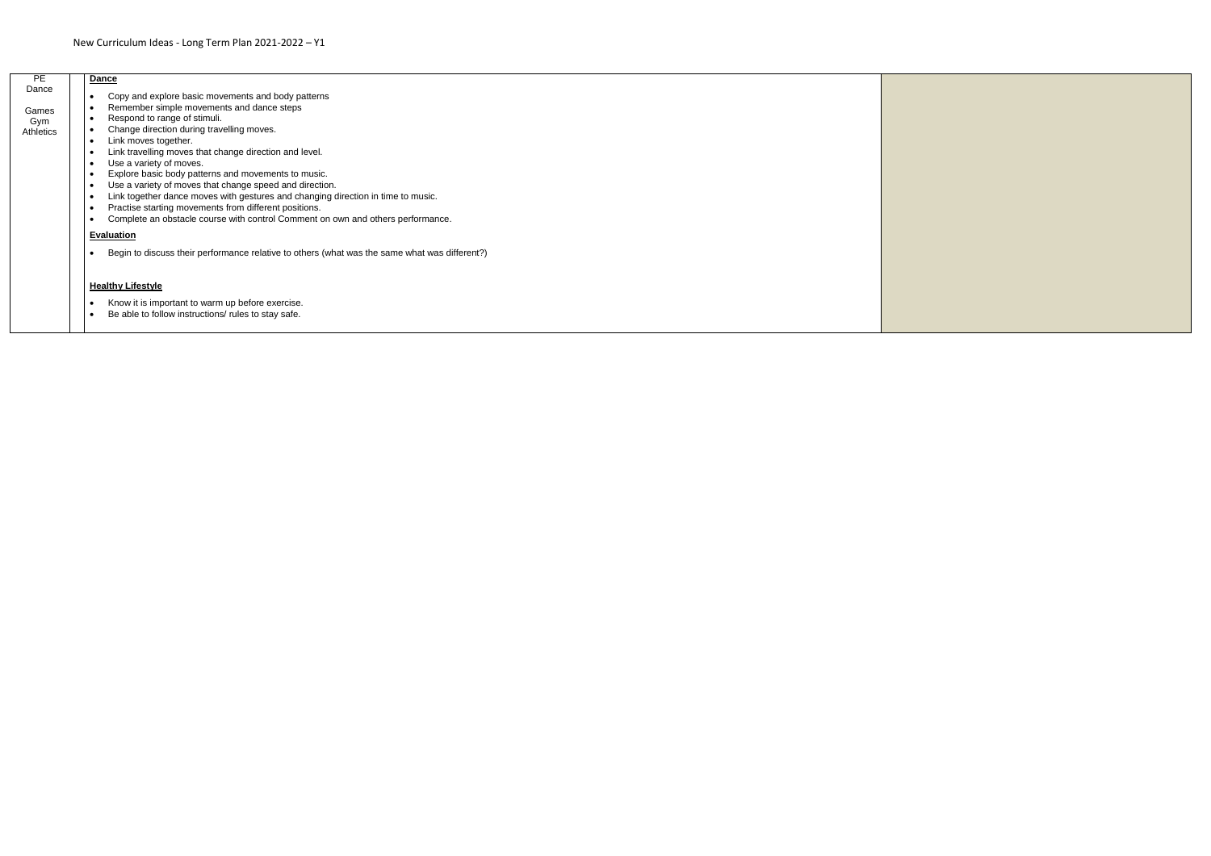New Curriculum Ideas - Long Term Plan 2021-2022 – Y1

| PE<br>Dance<br><br>Games<br>Gym<br>Athletics | | **Dance**<br><br>• Copy and explore basic movements and body patterns<br>• Remember simple movements and dance steps<br>• Respond to range of stimuli.<br>• Change direction during travelling moves.<br>• Link moves together.<br>• Link travelling moves that change direction and level.<br>• Use a variety of moves.<br>• Explore basic body patterns and movements to music.<br>• Use a variety of moves that change speed and direction.<br>• Link together dance moves with gestures and changing direction in time to music.<br>• Practise starting movements from different positions.<br>• Complete an obstacle course with control Comment on own and others performance.<br><br>**Evaluation**<br><br>• Begin to discuss their performance relative to others (what was the same what was different?)<br><br>**Healthy Lifestyle**<br><br>• Know it is important to warm up before exercise.<br>• Be able to follow instructions/ rules to stay safe. | |
|---|---|---|---|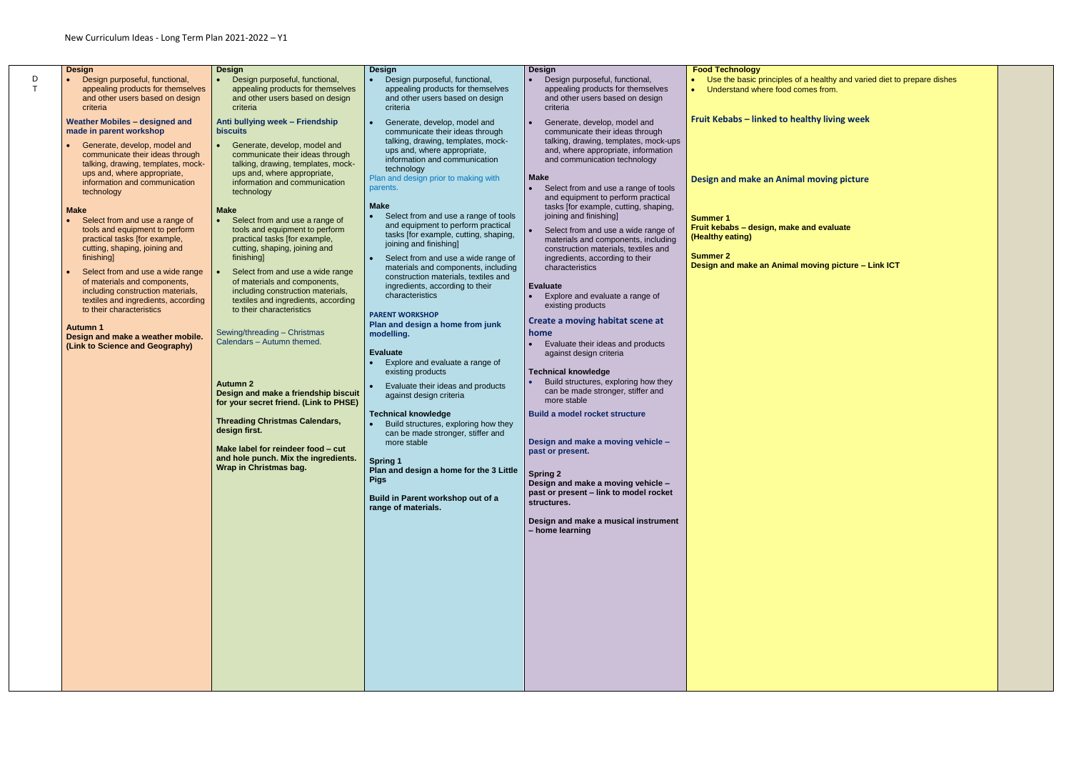New Curriculum Ideas - Long Term Plan 2021-2022 – Y1

| | Autumn 1 | Autumn 2 | Spring 1 | Spring 2 | Summer | |
|---|---|---|---|---|---|---|
| DT | **Design**<br>• Design purposeful, functional, appealing products for themselves and other users based on design criteria<br><br>**Weather Mobiles – designed and made in parent workshop**<br>• Generate, develop, model and communicate their ideas through talking, drawing, templates, mock-ups and, where appropriate, information and communication technology<br><br>**Make**<br>• Select from and use a range of tools and equipment to perform practical tasks [for example, cutting, shaping, joining and finishing]<br>• Select from and use a wide range of materials and components, including construction materials, textiles and ingredients, according to their characteristics<br><br>**Autumn 1**<br>**Design and make a weather mobile. (Link to Science and Geography)** | **Design**<br>• Design purposeful, functional, appealing products for themselves and other users based on design criteria<br><br>**Anti bullying week – Friendship biscuits**<br>• Generate, develop, model and communicate their ideas through talking, drawing, templates, mock-ups and, where appropriate, information and communication technology<br><br>**Make**<br>• Select from and use a range of tools and equipment to perform practical tasks [for example, cutting, shaping, joining and finishing]<br>• Select from and use a wide range of materials and components, including construction materials, textiles and ingredients, according to their characteristics<br><br>Sewing/threading – Christmas Calendars – Autumn themed.<br><br>**Autumn 2**<br>**Design and make a friendship biscuit for your secret friend. (Link to PHSE)**<br><br>**Threading Christmas Calendars, design first.**<br><br>**Make label for reindeer food – cut and hole punch. Mix the ingredients. Wrap in Christmas bag.** | **Design**<br>• Design purposeful, functional, appealing products for themselves and other users based on design criteria<br>• Generate, develop, model and communicate their ideas through talking, drawing, templates, mock-ups and, where appropriate, information and communication technology<br>Plan and design prior to making with parents.<br><br>**Make**<br>• Select from and use a range of tools and equipment to perform practical tasks [for example, cutting, shaping, joining and finishing]<br>• Select from and use a wide range of materials and components, including construction materials, textiles and ingredients, according to their characteristics<br><br>**PARENT WORKSHOP**<br>**Plan and design a home from junk modelling.**<br><br>**Evaluate**<br>• Explore and evaluate a range of existing products<br>• Evaluate their ideas and products against design criteria<br><br>**Technical knowledge**<br>• Build structures, exploring how they can be made stronger, stiffer and more stable<br><br>**Spring 1**<br>**Plan and design a home for the 3 Little Pigs**<br><br>**Build in Parent workshop out of a range of materials.** | **Design**<br>• Design purposeful, functional, appealing products for themselves and other users based on design criteria<br>• Generate, develop, model and communicate their ideas through talking, drawing, templates, mock-ups and, where appropriate, information and communication technology<br><br>**Make**<br>• Select from and use a range of tools and equipment to perform practical tasks [for example, cutting, shaping, joining and finishing]<br>• Select from and use a wide range of materials and components, including construction materials, textiles and ingredients, according to their characteristics<br><br>**Evaluate**<br>• Explore and evaluate a range of existing products<br><br>**Create a moving habitat scene at home**<br>• Evaluate their ideas and products against design criteria<br><br>**Technical knowledge**<br>• Build structures, exploring how they can be made stronger, stiffer and more stable<br><br>**Build a model rocket structure**<br><br>**Design and make a moving vehicle – past or present.**<br><br>**Spring 2**<br>**Design and make a moving vehicle – past or present – link to model rocket structures.**<br><br>**Design and make a musical instrument – home learning** | **Food Technology**<br>• Use the basic principles of a healthy and varied diet to prepare dishes<br>• Understand where food comes from.<br><br>**Fruit Kebabs – linked to healthy living week**<br><br>**Design and make an Animal moving picture**<br><br>**Summer 1**<br>**Fruit kebabs – design, make and evaluate (Healthy eating)**<br><br>**Summer 2**<br>**Design and make an Animal moving picture – Link ICT** | |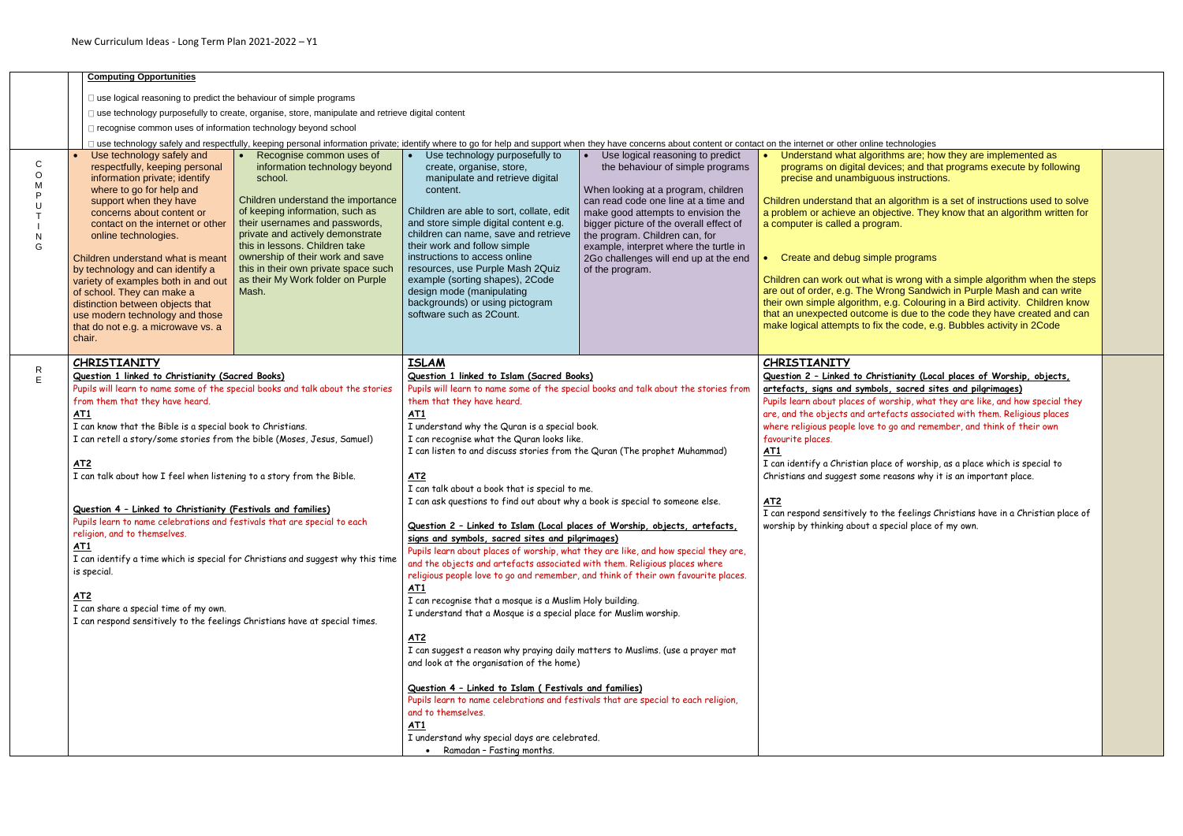New Curriculum Ideas - Long Term Plan 2021-2022 – Y1

| | | | | | | |
|---|---|---|---|---|---|---|
| | **Computing Opportunities**<br><br>□ use logical reasoning to predict the behaviour of simple programs<br>□ use technology purposefully to create, organise, store, manipulate and retrieve digital content<br>□ recognise common uses of information technology beyond school<br>□ use technology safely and respectfully, keeping personal information private; identify where to go for help and support when they have concerns about content or contact on the internet or other online technologies | | | | | |
| COMPUTING | • Use technology safely and respectfully, keeping personal information private; identify where to go for help and support when they have concerns about content or contact on the internet or other online technologies.<br><br>Children understand what is meant by technology and can identify a variety of examples both in and out of school. They can make a distinction between objects that use modern technology and those that do not e.g. a microwave vs. a chair. | • Recognise common uses of information technology beyond school.<br><br>Children understand the importance of keeping information, such as their usernames and passwords, private and actively demonstrate this in lessons. Children take ownership of their work and save this in their own private space such as their My Work folder on Purple Mash. | • Use technology purposefully to create, organise, store, manipulate and retrieve digital content.<br><br>Children are able to sort, collate, edit and store simple digital content e.g. children can name, save and retrieve their work and follow simple instructions to access online resources, use Purple Mash 2Quiz example (sorting shapes), 2Code design mode (manipulating backgrounds) or using pictogram software such as 2Count. | • Use logical reasoning to predict the behaviour of simple programs<br><br>When looking at a program, children can read code one line at a time and make good attempts to envision the bigger picture of the overall effect of the program. Children can, for example, interpret where the turtle in 2Go challenges will end up at the end of the program. | • Understand what algorithms are; how they are implemented as programs on digital devices; and that programs execute by following precise and unambiguous instructions.<br><br>Children understand that an algorithm is a set of instructions used to solve a problem or achieve an objective. They know that an algorithm written for a computer is called a program.<br><br>• Create and debug simple programs<br><br>Children can work out what is wrong with a simple algorithm when the steps are out of order, e.g. The Wrong Sandwich in Purple Mash and can write their own simple algorithm, e.g. Colouring in a Bird activity. Children know that an unexpected outcome is due to the code they have created and can make logical attempts to fix the code, e.g. Bubbles activity in 2Code | |
| RE | **CHRISTIANITY**<br>**Question 1 linked to Christianity (Sacred Books)**<br>Pupils will learn to name some of the special books and talk about the stories from them that they have heard.<br>**AT1**<br>I can know that the Bible is a special book to Christians.<br>I can retell a story/some stories from the bible (Moses, Jesus, Samuel)<br><br>**AT2**<br>I can talk about how I feel when listening to a story from the Bible.<br><br>**Question 4 – Linked to Christianity (Festivals and families)**<br>Pupils learn to name celebrations and festivals that are special to each religion, and to themselves.<br>**AT1**<br>I can identify a time which is special for Christians and suggest why this time is special.<br><br>**AT2**<br>I can share a special time of my own.<br>I can respond sensitively to the feelings Christians have at special times. | | **ISLAM**<br>**Question 1 linked to Islam (Sacred Books)**<br>Pupils will learn to name some of the special books and talk about the stories from them that they have heard.<br>**AT1**<br>I understand why the Quran is a special book.<br>I can recognise what the Quran looks like.<br>I can listen to and discuss stories from the Quran (The prophet Muhammad)<br><br>**AT2**<br>I can talk about a book that is special to me.<br>I can ask questions to find out about why a book is special to someone else.<br><br>**Question 2 – Linked to Islam (Local places of Worship, objects, artefacts, signs and symbols, sacred sites and pilgrimages)**<br>Pupils learn about places of worship, what they are like, and how special they are, and the objects and artefacts associated with them. Religious places where religious people love to go and remember, and think of their own favourite places.<br>**AT1**<br>I can recognise that a mosque is a Muslim Holy building.<br>I understand that a Mosque is a special place for Muslim worship.<br><br>**AT2**<br>I can suggest a reason why praying daily matters to Muslims. (use a prayer mat and look at the organisation of the home)<br><br>**Question 4 – Linked to Islam ( Festivals and families)**<br>Pupils learn to name celebrations and festivals that are special to each religion, and to themselves.<br>**AT1**<br>I understand why special days are celebrated.<br>• Ramadan – Fasting months. | | **CHRISTIANITY**<br>**Question 2 – Linked to Christianity (Local places of Worship, objects, artefacts, signs and symbols, sacred sites and pilgrimages)**<br>Pupils learn about places of worship, what they are like, and how special they are, and the objects and artefacts associated with them. Religious places where religious people love to go and remember, and think of their own favourite places.<br>**AT1**<br>I can identify a Christian place of worship, as a place which is special to Christians and suggest some reasons why it is an important place.<br><br>**AT2**<br>I can respond sensitively to the feelings Christians have in a Christian place of worship by thinking about a special place of my own. | |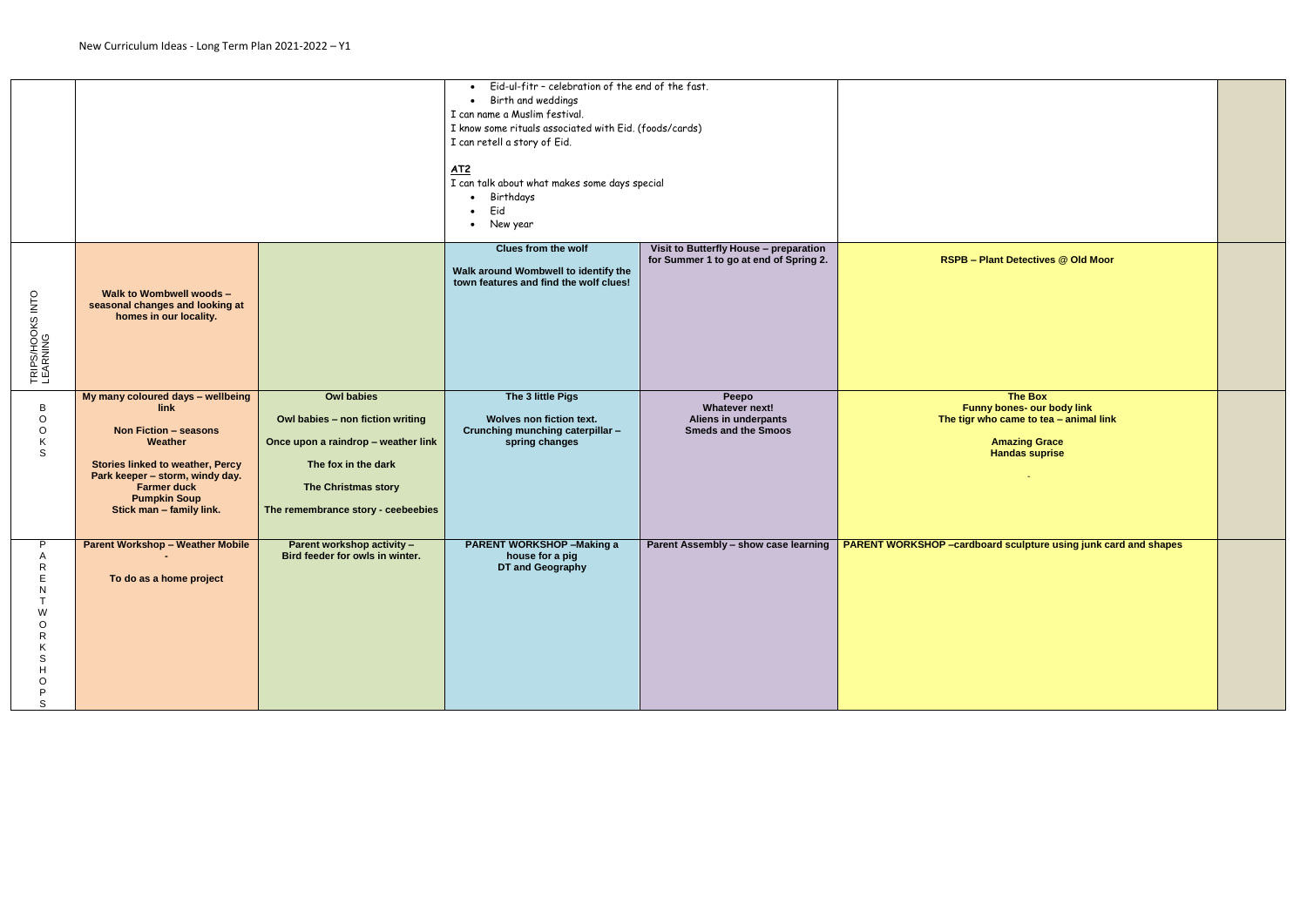New Curriculum Ideas - Long Term Plan 2021-2022 – Y1

| | | | | | | |
|---|---|---|---|---|---|---|
| | | | • Eid-ul-fitr – celebration of the end of the fast.<br>• Birth and weddings<br>I can name a Muslim festival.<br>I know some rituals associated with Eid. (foods/cards)<br>I can retell a story of Eid.<br><br>**AT2**<br>I can talk about what makes some days special<br>• Birthdays<br>• Eid<br>• New year | | | |
| TRIPS/HOOKS INTO LEARNING | **Walk to Wombwell woods – seasonal changes and looking at homes in our locality.** | | **Clues from the wolf**<br><br>**Walk around Wombwell to identify the town features and find the wolf clues!** | **Visit to Butterfly House – preparation for Summer 1 to go at end of Spring 2.** | **RSPB – Plant Detectives @ Old Moor** | |
| BOOKS | **My many coloured days – wellbeing link**<br><br>**Non Fiction – seasons Weather**<br><br>**Stories linked to weather, Percy Park keeper – storm, windy day.**<br>**Farmer duck**<br>**Pumpkin Soup**<br>**Stick man – family link.** | **Owl babies**<br><br>**Owl babies – non fiction writing**<br><br>**Once upon a raindrop – weather link**<br><br>**The fox in the dark**<br><br>**The Christmas story**<br><br>**The remembrance story - ceebeebies** | **The 3 little Pigs**<br><br>**Wolves non fiction text.**<br>**Crunching munching caterpillar – spring changes** | **Peepo**<br>**Whatever next!**<br>**Aliens in underpants**<br>**Smeds and the Smoos** | **The Box**<br>**Funny bones- our body link**<br>**The tigr who came to tea – animal link**<br><br>**Amazing Grace**<br>**Handas suprise**<br><br>- | |
| PARENT WORKSHOPS | **Parent Workshop – Weather Mobile**<br>**-**<br><br>**To do as a home project** | **Parent workshop activity – Bird feeder for owls in winter.** | **PARENT WORKSHOP –Making a house for a pig**<br>**DT and Geography** | **Parent Assembly – show case learning** | **PARENT WORKSHOP –cardboard sculpture using junk card and shapes** | |